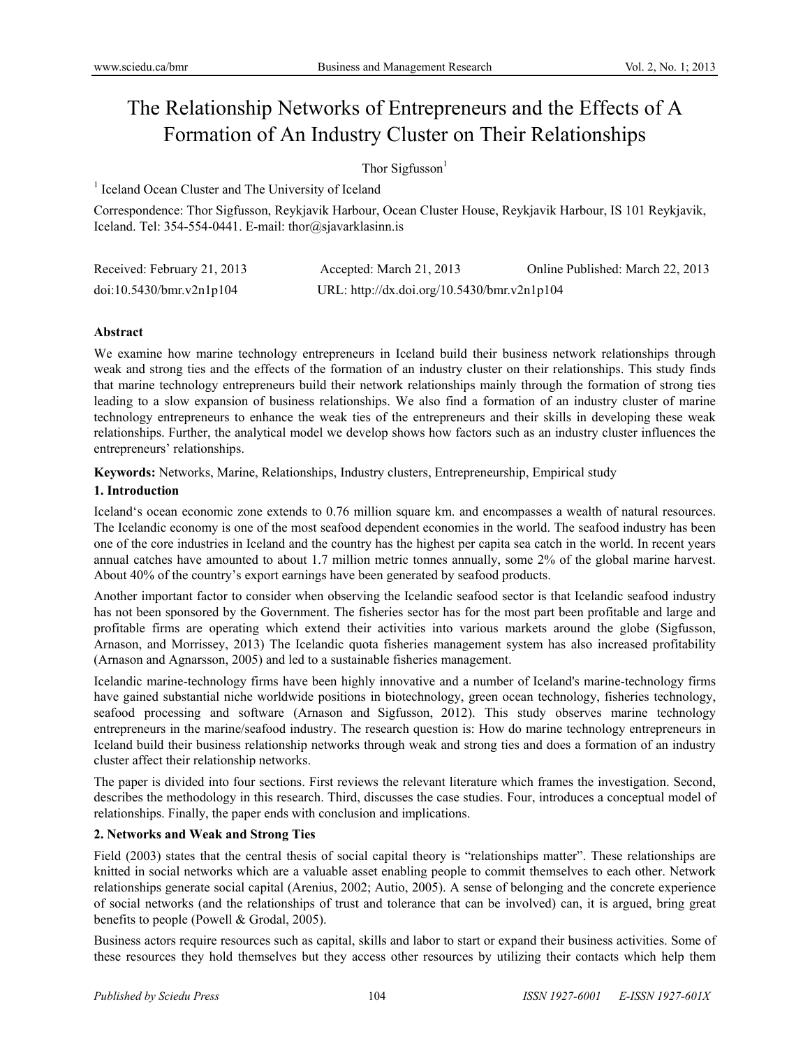# The Relationship Networks of Entrepreneurs and the Effects of A Formation of An Industry Cluster on Their Relationships

Thor Sigfusson[1]

[1] Iceland Ocean Cluster and The University of Iceland

Correspondence: Thor Sigfusson, Reykjavik Harbour, Ocean Cluster House, Reykjavik Harbour, IS 101 Reykjavik, Iceland. Tel: 354-554-0441. E-mail: thor@sjavarklasinn.is

Received: February 21, 2013 Accepted: March 21, 2013 Online Published: March 22, 2013

doi:10.5430/bmr.v2n1p104 URL: http://dx.doi.org/10.5430/bmr.v2n1p104

## Abstract

We examine how marine technology entrepreneurs in Iceland build their business network relationships through weak and strong ties and the effects of the formation of an industry cluster on their relationships. This study finds that marine technology entrepreneurs build their network relationships mainly through the formation of strong ties leading to a slow expansion of business relationships. We also find a formation of an industry cluster of marine technology entrepreneurs to enhance the weak ties of the entrepreneurs and their skills in developing these weak relationships. Further, the analytical model we develop shows how factors such as an industry cluster influences the entrepreneurs' relationships.

**Keywords:** Networks, Marine, Relationships, Industry clusters, Entrepreneurship, Empirical study

## 1. Introduction

Iceland's ocean economic zone extends to 0.76 million square km. and encompasses a wealth of natural resources. The Icelandic economy is one of the most seafood dependent economies in the world. The seafood industry has been one of the core industries in Iceland and the country has the highest per capita sea catch in the world. In recent years annual catches have amounted to about 1.7 million metric tonnes annually, some 2% of the global marine harvest. About 40% of the country's export earnings have been generated by seafood products.

Another important factor to consider when observing the Icelandic seafood sector is that Icelandic seafood industry has not been sponsored by the Government. The fisheries sector has for the most part been profitable and large and profitable firms are operating which extend their activities into various markets around the globe (Sigfusson, Arnason, and Morrissey, 2013) The Icelandic quota fisheries management system has also increased profitability (Arnason and Agnarsson, 2005) and led to a sustainable fisheries management.

Icelandic marine-technology firms have been highly innovative and a number of Iceland's marine-technology firms have gained substantial niche worldwide positions in biotechnology, green ocean technology, fisheries technology, seafood processing and software (Arnason and Sigfusson, 2012). This study observes marine technology entrepreneurs in the marine/seafood industry. The research question is: How do marine technology entrepreneurs in Iceland build their business relationship networks through weak and strong ties and does a formation of an industry cluster affect their relationship networks.

The paper is divided into four sections. First reviews the relevant literature which frames the investigation. Second, describes the methodology in this research. Third, discusses the case studies. Four, introduces a conceptual model of relationships. Finally, the paper ends with conclusion and implications.

## 2. Networks and Weak and Strong Ties

Field (2003) states that the central thesis of social capital theory is "relationships matter". These relationships are knitted in social networks which are a valuable asset enabling people to commit themselves to each other. Network relationships generate social capital (Arenius, 2002; Autio, 2005). A sense of belonging and the concrete experience of social networks (and the relationships of trust and tolerance that can be involved) can, it is argued, bring great benefits to people (Powell & Grodal, 2005).

Business actors require resources such as capital, skills and labor to start or expand their business activities. Some of these resources they hold themselves but they access other resources by utilizing their contacts which help them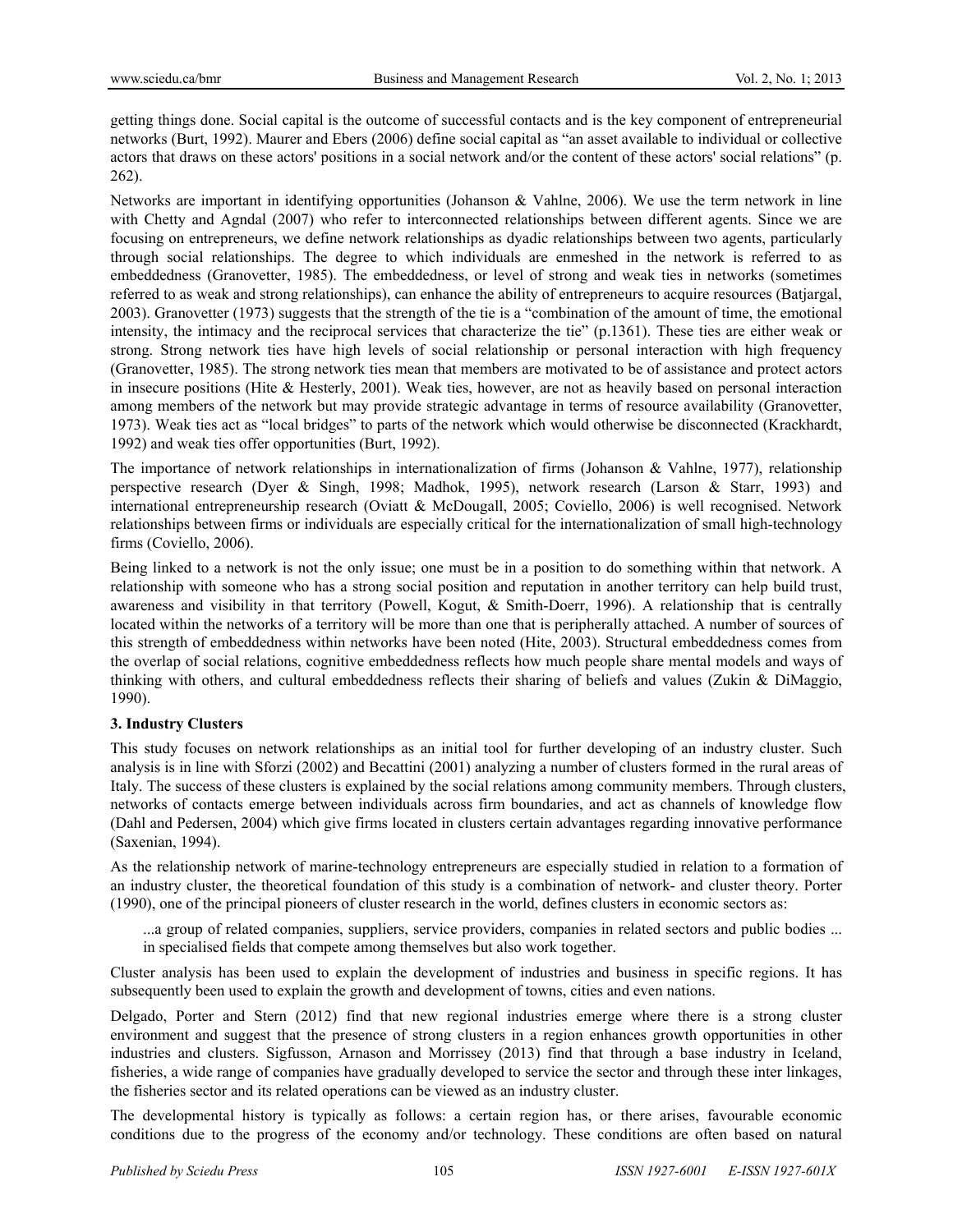getting things done. Social capital is the outcome of successful contacts and is the key component of entrepreneurial networks (Burt, 1992). Maurer and Ebers (2006) define social capital as "an asset available to individual or collective actors that draws on these actors' positions in a social network and/or the content of these actors' social relations" (p. 262).

Networks are important in identifying opportunities (Johanson & Vahlne, 2006). We use the term network in line with Chetty and Agndal (2007) who refer to interconnected relationships between different agents. Since we are focusing on entrepreneurs, we define network relationships as dyadic relationships between two agents, particularly through social relationships. The degree to which individuals are enmeshed in the network is referred to as embeddedness (Granovetter, 1985). The embeddedness, or level of strong and weak ties in networks (sometimes referred to as weak and strong relationships), can enhance the ability of entrepreneurs to acquire resources (Batjargal, 2003). Granovetter (1973) suggests that the strength of the tie is a "combination of the amount of time, the emotional intensity, the intimacy and the reciprocal services that characterize the tie" (p.1361). These ties are either weak or strong. Strong network ties have high levels of social relationship or personal interaction with high frequency (Granovetter, 1985). The strong network ties mean that members are motivated to be of assistance and protect actors in insecure positions (Hite & Hesterly, 2001). Weak ties, however, are not as heavily based on personal interaction among members of the network but may provide strategic advantage in terms of resource availability (Granovetter, 1973). Weak ties act as "local bridges" to parts of the network which would otherwise be disconnected (Krackhardt, 1992) and weak ties offer opportunities (Burt, 1992).

The importance of network relationships in internationalization of firms (Johanson & Vahlne, 1977), relationship perspective research (Dyer & Singh, 1998; Madhok, 1995), network research (Larson & Starr, 1993) and international entrepreneurship research (Oviatt & McDougall, 2005; Coviello, 2006) is well recognised. Network relationships between firms or individuals are especially critical for the internationalization of small high-technology firms (Coviello, 2006).

Being linked to a network is not the only issue; one must be in a position to do something within that network. A relationship with someone who has a strong social position and reputation in another territory can help build trust, awareness and visibility in that territory (Powell, Kogut, & Smith-Doerr, 1996). A relationship that is centrally located within the networks of a territory will be more than one that is peripherally attached. A number of sources of this strength of embeddedness within networks have been noted (Hite, 2003). Structural embeddedness comes from the overlap of social relations, cognitive embeddedness reflects how much people share mental models and ways of thinking with others, and cultural embeddedness reflects their sharing of beliefs and values (Zukin & DiMaggio, 1990).

### 3. Industry Clusters

This study focuses on network relationships as an initial tool for further developing of an industry cluster. Such analysis is in line with Sforzi (2002) and Becattini (2001) analyzing a number of clusters formed in the rural areas of Italy. The success of these clusters is explained by the social relations among community members. Through clusters, networks of contacts emerge between individuals across firm boundaries, and act as channels of knowledge flow (Dahl and Pedersen, 2004) which give firms located in clusters certain advantages regarding innovative performance (Saxenian, 1994).

As the relationship network of marine-technology entrepreneurs are especially studied in relation to a formation of an industry cluster, the theoretical foundation of this study is a combination of network- and cluster theory. Porter (1990), one of the principal pioneers of cluster research in the world, defines clusters in economic sectors as:

> ...a group of related companies, suppliers, service providers, companies in related sectors and public bodies ... in specialised fields that compete among themselves but also work together.

Cluster analysis has been used to explain the development of industries and business in specific regions. It has subsequently been used to explain the growth and development of towns, cities and even nations.

Delgado, Porter and Stern (2012) find that new regional industries emerge where there is a strong cluster environment and suggest that the presence of strong clusters in a region enhances growth opportunities in other industries and clusters. Sigfusson, Arnason and Morrissey (2013) find that through a base industry in Iceland, fisheries, a wide range of companies have gradually developed to service the sector and through these inter linkages, the fisheries sector and its related operations can be viewed as an industry cluster.

The developmental history is typically as follows: a certain region has, or there arises, favourable economic conditions due to the progress of the economy and/or technology. These conditions are often based on natural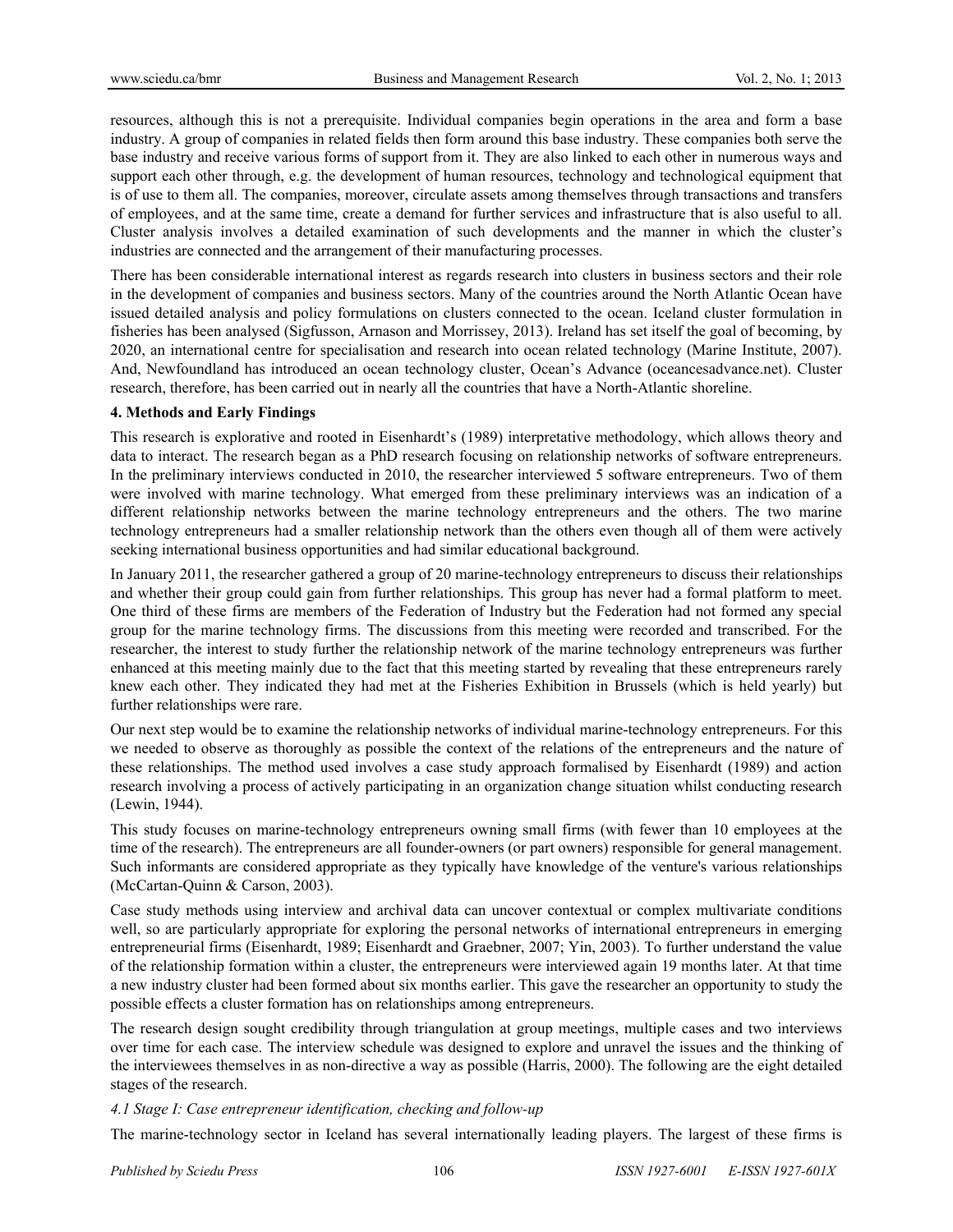resources, although this is not a prerequisite. Individual companies begin operations in the area and form a base industry. A group of companies in related fields then form around this base industry. These companies both serve the base industry and receive various forms of support from it. They are also linked to each other in numerous ways and support each other through, e.g. the development of human resources, technology and technological equipment that is of use to them all. The companies, moreover, circulate assets among themselves through transactions and transfers of employees, and at the same time, create a demand for further services and infrastructure that is also useful to all. Cluster analysis involves a detailed examination of such developments and the manner in which the cluster's industries are connected and the arrangement of their manufacturing processes.

There has been considerable international interest as regards research into clusters in business sectors and their role in the development of companies and business sectors. Many of the countries around the North Atlantic Ocean have issued detailed analysis and policy formulations on clusters connected to the ocean. Iceland cluster formulation in fisheries has been analysed (Sigfusson, Arnason and Morrissey, 2013). Ireland has set itself the goal of becoming, by 2020, an international centre for specialisation and research into ocean related technology (Marine Institute, 2007). And, Newfoundland has introduced an ocean technology cluster, Ocean's Advance (oceancesadvance.net). Cluster research, therefore, has been carried out in nearly all the countries that have a North-Atlantic shoreline.

## 4. Methods and Early Findings

This research is explorative and rooted in Eisenhardt's (1989) interpretative methodology, which allows theory and data to interact. The research began as a PhD research focusing on relationship networks of software entrepreneurs. In the preliminary interviews conducted in 2010, the researcher interviewed 5 software entrepreneurs. Two of them were involved with marine technology. What emerged from these preliminary interviews was an indication of a different relationship networks between the marine technology entrepreneurs and the others. The two marine technology entrepreneurs had a smaller relationship network than the others even though all of them were actively seeking international business opportunities and had similar educational background.

In January 2011, the researcher gathered a group of 20 marine-technology entrepreneurs to discuss their relationships and whether their group could gain from further relationships. This group has never had a formal platform to meet. One third of these firms are members of the Federation of Industry but the Federation had not formed any special group for the marine technology firms. The discussions from this meeting were recorded and transcribed. For the researcher, the interest to study further the relationship network of the marine technology entrepreneurs was further enhanced at this meeting mainly due to the fact that this meeting started by revealing that these entrepreneurs rarely knew each other. They indicated they had met at the Fisheries Exhibition in Brussels (which is held yearly) but further relationships were rare.

Our next step would be to examine the relationship networks of individual marine-technology entrepreneurs. For this we needed to observe as thoroughly as possible the context of the relations of the entrepreneurs and the nature of these relationships. The method used involves a case study approach formalised by Eisenhardt (1989) and action research involving a process of actively participating in an organization change situation whilst conducting research (Lewin, 1944).

This study focuses on marine-technology entrepreneurs owning small firms (with fewer than 10 employees at the time of the research). The entrepreneurs are all founder-owners (or part owners) responsible for general management. Such informants are considered appropriate as they typically have knowledge of the venture's various relationships (McCartan-Quinn & Carson, 2003).

Case study methods using interview and archival data can uncover contextual or complex multivariate conditions well, so are particularly appropriate for exploring the personal networks of international entrepreneurs in emerging entrepreneurial firms (Eisenhardt, 1989; Eisenhardt and Graebner, 2007; Yin, 2003). To further understand the value of the relationship formation within a cluster, the entrepreneurs were interviewed again 19 months later. At that time a new industry cluster had been formed about six months earlier. This gave the researcher an opportunity to study the possible effects a cluster formation has on relationships among entrepreneurs.

The research design sought credibility through triangulation at group meetings, multiple cases and two interviews over time for each case. The interview schedule was designed to explore and unravel the issues and the thinking of the interviewees themselves in as non-directive a way as possible (Harris, 2000). The following are the eight detailed stages of the research.

### *4.1 Stage I: Case entrepreneur identification, checking and follow-up*

The marine-technology sector in Iceland has several internationally leading players. The largest of these firms is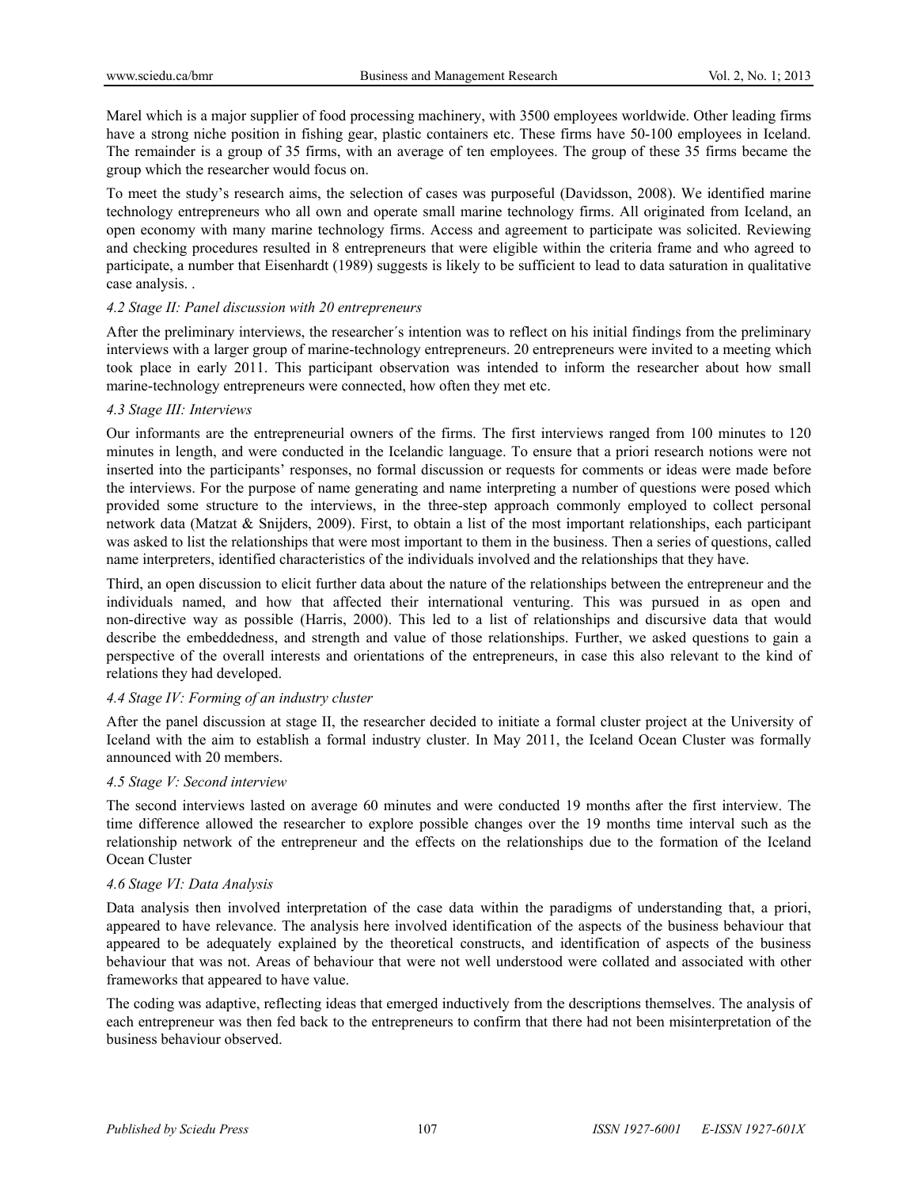Marel which is a major supplier of food processing machinery, with 3500 employees worldwide. Other leading firms have a strong niche position in fishing gear, plastic containers etc. These firms have 50-100 employees in Iceland. The remainder is a group of 35 firms, with an average of ten employees. The group of these 35 firms became the group which the researcher would focus on.

To meet the study's research aims, the selection of cases was purposeful (Davidsson, 2008). We identified marine technology entrepreneurs who all own and operate small marine technology firms. All originated from Iceland, an open economy with many marine technology firms. Access and agreement to participate was solicited. Reviewing and checking procedures resulted in 8 entrepreneurs that were eligible within the criteria frame and who agreed to participate, a number that Eisenhardt (1989) suggests is likely to be sufficient to lead to data saturation in qualitative case analysis. .

### *4.2 Stage II: Panel discussion with 20 entrepreneurs*

After the preliminary interviews, the researcher´s intention was to reflect on his initial findings from the preliminary interviews with a larger group of marine-technology entrepreneurs. 20 entrepreneurs were invited to a meeting which took place in early 2011. This participant observation was intended to inform the researcher about how small marine-technology entrepreneurs were connected, how often they met etc.

### *4.3 Stage III: Interviews*

Our informants are the entrepreneurial owners of the firms. The first interviews ranged from 100 minutes to 120 minutes in length, and were conducted in the Icelandic language. To ensure that a priori research notions were not inserted into the participants' responses, no formal discussion or requests for comments or ideas were made before the interviews. For the purpose of name generating and name interpreting a number of questions were posed which provided some structure to the interviews, in the three-step approach commonly employed to collect personal network data (Matzat & Snijders, 2009). First, to obtain a list of the most important relationships, each participant was asked to list the relationships that were most important to them in the business. Then a series of questions, called name interpreters, identified characteristics of the individuals involved and the relationships that they have.

Third, an open discussion to elicit further data about the nature of the relationships between the entrepreneur and the individuals named, and how that affected their international venturing. This was pursued in as open and non-directive way as possible (Harris, 2000). This led to a list of relationships and discursive data that would describe the embeddedness, and strength and value of those relationships. Further, we asked questions to gain a perspective of the overall interests and orientations of the entrepreneurs, in case this also relevant to the kind of relations they had developed.

### *4.4 Stage IV: Forming of an industry cluster*

After the panel discussion at stage II, the researcher decided to initiate a formal cluster project at the University of Iceland with the aim to establish a formal industry cluster. In May 2011, the Iceland Ocean Cluster was formally announced with 20 members.

### *4.5 Stage V: Second interview*

The second interviews lasted on average 60 minutes and were conducted 19 months after the first interview. The time difference allowed the researcher to explore possible changes over the 19 months time interval such as the relationship network of the entrepreneur and the effects on the relationships due to the formation of the Iceland Ocean Cluster

### *4.6 Stage VI: Data Analysis*

Data analysis then involved interpretation of the case data within the paradigms of understanding that, a priori, appeared to have relevance. The analysis here involved identification of the aspects of the business behaviour that appeared to be adequately explained by the theoretical constructs, and identification of aspects of the business behaviour that was not. Areas of behaviour that were not well understood were collated and associated with other frameworks that appeared to have value.

The coding was adaptive, reflecting ideas that emerged inductively from the descriptions themselves. The analysis of each entrepreneur was then fed back to the entrepreneurs to confirm that there had not been misinterpretation of the business behaviour observed.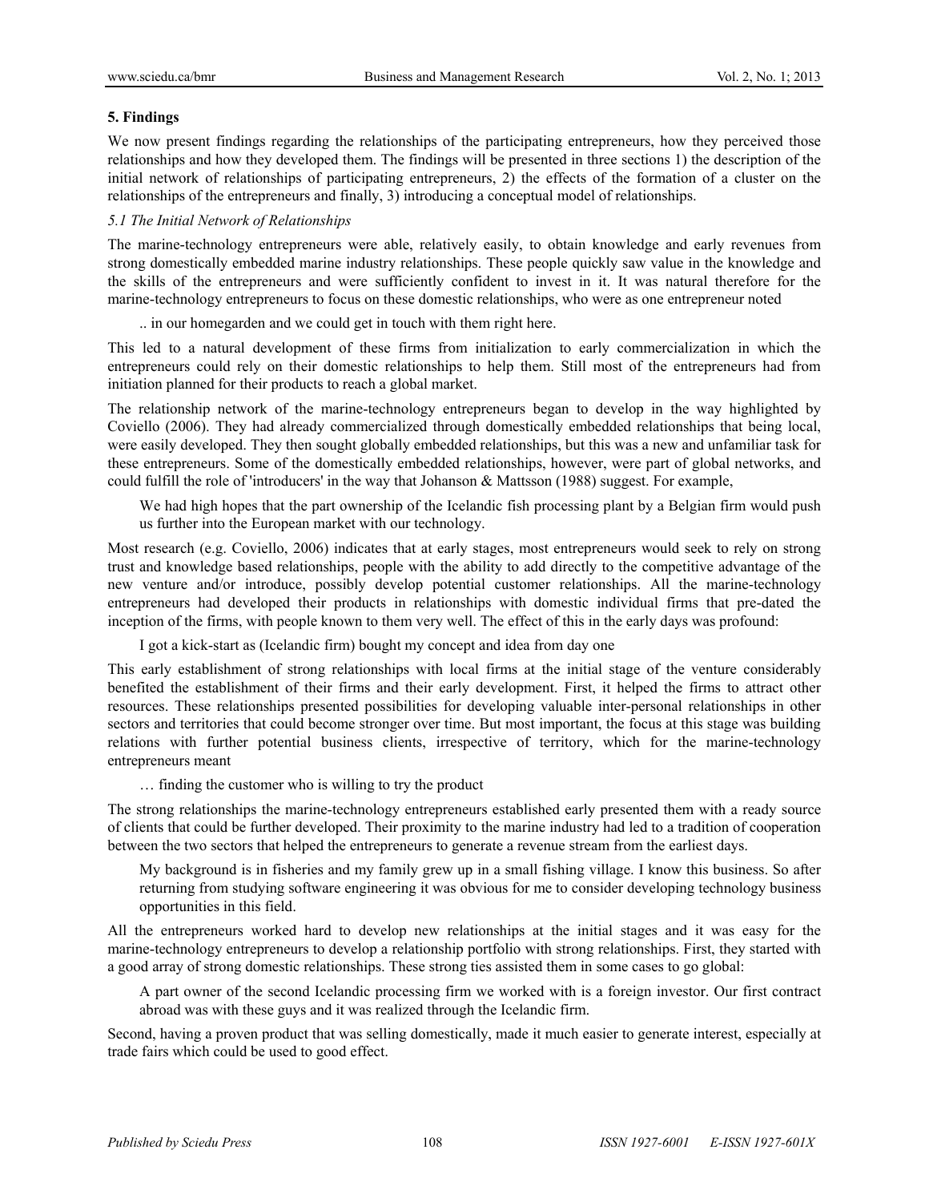## 5. Findings

We now present findings regarding the relationships of the participating entrepreneurs, how they perceived those relationships and how they developed them. The findings will be presented in three sections 1) the description of the initial network of relationships of participating entrepreneurs, 2) the effects of the formation of a cluster on the relationships of the entrepreneurs and finally, 3) introducing a conceptual model of relationships.

### *5.1 The Initial Network of Relationships*

The marine-technology entrepreneurs were able, relatively easily, to obtain knowledge and early revenues from strong domestically embedded marine industry relationships. These people quickly saw value in the knowledge and the skills of the entrepreneurs and were sufficiently confident to invest in it. It was natural therefore for the marine-technology entrepreneurs to focus on these domestic relationships, who were as one entrepreneur noted

> .. in our homegarden and we could get in touch with them right here.

This led to a natural development of these firms from initialization to early commercialization in which the entrepreneurs could rely on their domestic relationships to help them. Still most of the entrepreneurs had from initiation planned for their products to reach a global market.

The relationship network of the marine-technology entrepreneurs began to develop in the way highlighted by Coviello (2006). They had already commercialized through domestically embedded relationships that being local, were easily developed. They then sought globally embedded relationships, but this was a new and unfamiliar task for these entrepreneurs. Some of the domestically embedded relationships, however, were part of global networks, and could fulfill the role of 'introducers' in the way that Johanson & Mattsson (1988) suggest. For example,

> We had high hopes that the part ownership of the Icelandic fish processing plant by a Belgian firm would push us further into the European market with our technology.

Most research (e.g. Coviello, 2006) indicates that at early stages, most entrepreneurs would seek to rely on strong trust and knowledge based relationships, people with the ability to add directly to the competitive advantage of the new venture and/or introduce, possibly develop potential customer relationships. All the marine-technology entrepreneurs had developed their products in relationships with domestic individual firms that pre-dated the inception of the firms, with people known to them very well. The effect of this in the early days was profound:

> I got a kick-start as (Icelandic firm) bought my concept and idea from day one

This early establishment of strong relationships with local firms at the initial stage of the venture considerably benefited the establishment of their firms and their early development. First, it helped the firms to attract other resources. These relationships presented possibilities for developing valuable inter-personal relationships in other sectors and territories that could become stronger over time. But most important, the focus at this stage was building relations with further potential business clients, irrespective of territory, which for the marine-technology entrepreneurs meant

> … finding the customer who is willing to try the product

The strong relationships the marine-technology entrepreneurs established early presented them with a ready source of clients that could be further developed. Their proximity to the marine industry had led to a tradition of cooperation between the two sectors that helped the entrepreneurs to generate a revenue stream from the earliest days.

> My background is in fisheries and my family grew up in a small fishing village. I know this business. So after returning from studying software engineering it was obvious for me to consider developing technology business opportunities in this field.

All the entrepreneurs worked hard to develop new relationships at the initial stages and it was easy for the marine-technology entrepreneurs to develop a relationship portfolio with strong relationships. First, they started with a good array of strong domestic relationships. These strong ties assisted them in some cases to go global:

> A part owner of the second Icelandic processing firm we worked with is a foreign investor. Our first contract abroad was with these guys and it was realized through the Icelandic firm.

Second, having a proven product that was selling domestically, made it much easier to generate interest, especially at trade fairs which could be used to good effect.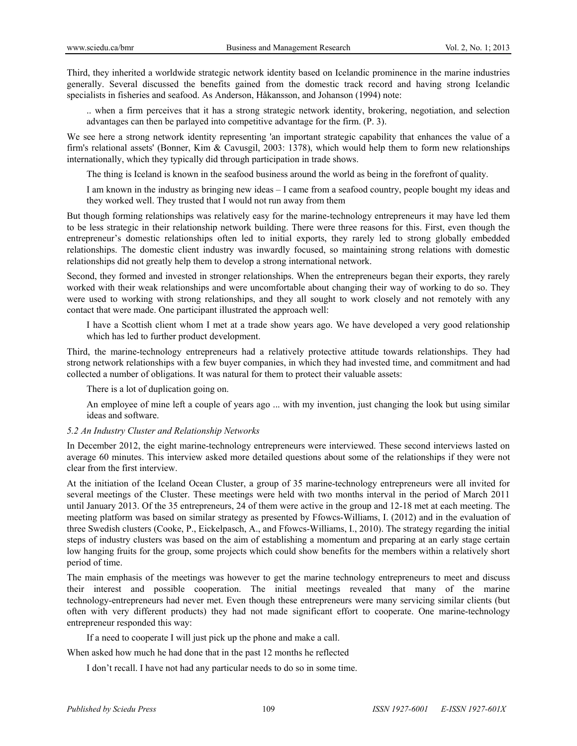Third, they inherited a worldwide strategic network identity based on Icelandic prominence in the marine industries generally. Several discussed the benefits gained from the domestic track record and having strong Icelandic specialists in fisheries and seafood. As Anderson, Håkansson, and Johanson (1994) note:

> .. when a firm perceives that it has a strong strategic network identity, brokering, negotiation, and selection advantages can then be parlayed into competitive advantage for the firm. (P. 3).

We see here a strong network identity representing 'an important strategic capability that enhances the value of a firm's relational assets' (Bonner, Kim & Cavusgil, 2003: 1378), which would help them to form new relationships internationally, which they typically did through participation in trade shows.

> The thing is Iceland is known in the seafood business around the world as being in the forefront of quality.

> I am known in the industry as bringing new ideas – I came from a seafood country, people bought my ideas and they worked well. They trusted that I would not run away from them

But though forming relationships was relatively easy for the marine-technology entrepreneurs it may have led them to be less strategic in their relationship network building. There were three reasons for this. First, even though the entrepreneur's domestic relationships often led to initial exports, they rarely led to strong globally embedded relationships. The domestic client industry was inwardly focused, so maintaining strong relations with domestic relationships did not greatly help them to develop a strong international network.

Second, they formed and invested in stronger relationships. When the entrepreneurs began their exports, they rarely worked with their weak relationships and were uncomfortable about changing their way of working to do so. They were used to working with strong relationships, and they all sought to work closely and not remotely with any contact that were made. One participant illustrated the approach well:

> I have a Scottish client whom I met at a trade show years ago. We have developed a very good relationship which has led to further product development.

Third, the marine-technology entrepreneurs had a relatively protective attitude towards relationships. They had strong network relationships with a few buyer companies, in which they had invested time, and commitment and had collected a number of obligations. It was natural for them to protect their valuable assets:

> There is a lot of duplication going on.

> An employee of mine left a couple of years ago ... with my invention, just changing the look but using similar ideas and software.

### *5.2 An Industry Cluster and Relationship Networks*

In December 2012, the eight marine-technology entrepreneurs were interviewed. These second interviews lasted on average 60 minutes. This interview asked more detailed questions about some of the relationships if they were not clear from the first interview.

At the initiation of the Iceland Ocean Cluster, a group of 35 marine-technology entrepreneurs were all invited for several meetings of the Cluster. These meetings were held with two months interval in the period of March 2011 until January 2013. Of the 35 entrepreneurs, 24 of them were active in the group and 12-18 met at each meeting. The meeting platform was based on similar strategy as presented by Ffowcs-Williams, I. (2012) and in the evaluation of three Swedish clusters (Cooke, P., Eickelpasch, A., and Ffowcs-Williams, I., 2010). The strategy regarding the initial steps of industry clusters was based on the aim of establishing a momentum and preparing at an early stage certain low hanging fruits for the group, some projects which could show benefits for the members within a relatively short period of time.

The main emphasis of the meetings was however to get the marine technology entrepreneurs to meet and discuss their interest and possible cooperation. The initial meetings revealed that many of the marine technology-entrepreneurs had never met. Even though these entrepreneurs were many servicing similar clients (but often with very different products) they had not made significant effort to cooperate. One marine-technology entrepreneur responded this way:

> If a need to cooperate I will just pick up the phone and make a call.

When asked how much he had done that in the past 12 months he reflected

> I don't recall. I have not had any particular needs to do so in some time.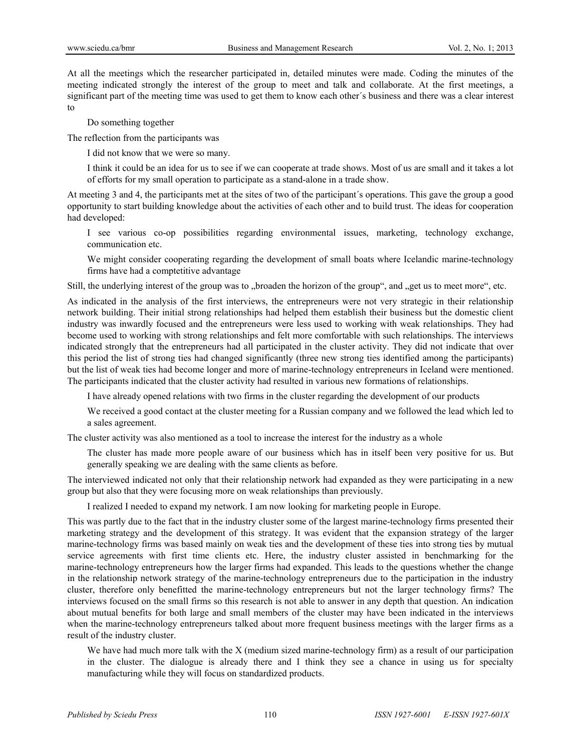At all the meetings which the researcher participated in, detailed minutes were made. Coding the minutes of the meeting indicated strongly the interest of the group to meet and talk and collaborate. At the first meetings, a significant part of the meeting time was used to get them to know each other´s business and there was a clear interest to

> Do something together

The reflection from the participants was

> I did not know that we were so many.
>
> I think it could be an idea for us to see if we can cooperate at trade shows. Most of us are small and it takes a lot of efforts for my small operation to participate as a stand-alone in a trade show.

At meeting 3 and 4, the participants met at the sites of two of the participant´s operations. This gave the group a good opportunity to start building knowledge about the activities of each other and to build trust. The ideas for cooperation had developed:

> I see various co-op possibilities regarding environmental issues, marketing, technology exchange, communication etc.
>
> We might consider cooperating regarding the development of small boats where Icelandic marine-technology firms have had a comptetitive advantage

Still, the underlying interest of the group was to „broaden the horizon of the group“, and „get us to meet more“, etc.

As indicated in the analysis of the first interviews, the entrepreneurs were not very strategic in their relationship network building. Their initial strong relationships had helped them establish their business but the domestic client industry was inwardly focused and the entrepreneurs were less used to working with weak relationships. They had become used to working with strong relationships and felt more comfortable with such relationships. The interviews indicated strongly that the entrepreneurs had all participated in the cluster activity. They did not indicate that over this period the list of strong ties had changed significantly (three new strong ties identified among the participants) but the list of weak ties had become longer and more of marine-technology entrepreneurs in Iceland were mentioned. The participants indicated that the cluster activity had resulted in various new formations of relationships.

> I have already opened relations with two firms in the cluster regarding the development of our products
>
> We received a good contact at the cluster meeting for a Russian company and we followed the lead which led to a sales agreement.

The cluster activity was also mentioned as a tool to increase the interest for the industry as a whole

> The cluster has made more people aware of our business which has in itself been very positive for us. But generally speaking we are dealing with the same clients as before.

The interviewed indicated not only that their relationship network had expanded as they were participating in a new group but also that they were focusing more on weak relationships than previously.

> I realized I needed to expand my network. I am now looking for marketing people in Europe.

This was partly due to the fact that in the industry cluster some of the largest marine-technology firms presented their marketing strategy and the development of this strategy. It was evident that the expansion strategy of the larger marine-technology firms was based mainly on weak ties and the development of these ties into strong ties by mutual service agreements with first time clients etc. Here, the industry cluster assisted in benchmarking for the marine-technology entrepreneurs how the larger firms had expanded. This leads to the questions whether the change in the relationship network strategy of the marine-technology entrepreneurs due to the participation in the industry cluster, therefore only benefitted the marine-technology entrepreneurs but not the larger technology firms? The interviews focused on the small firms so this research is not able to answer in any depth that question. An indication about mutual benefits for both large and small members of the cluster may have been indicated in the interviews when the marine-technology entrepreneurs talked about more frequent business meetings with the larger firms as a result of the industry cluster.

> We have had much more talk with the X (medium sized marine-technology firm) as a result of our participation in the cluster. The dialogue is already there and I think they see a chance in using us for specialty manufacturing while they will focus on standardized products.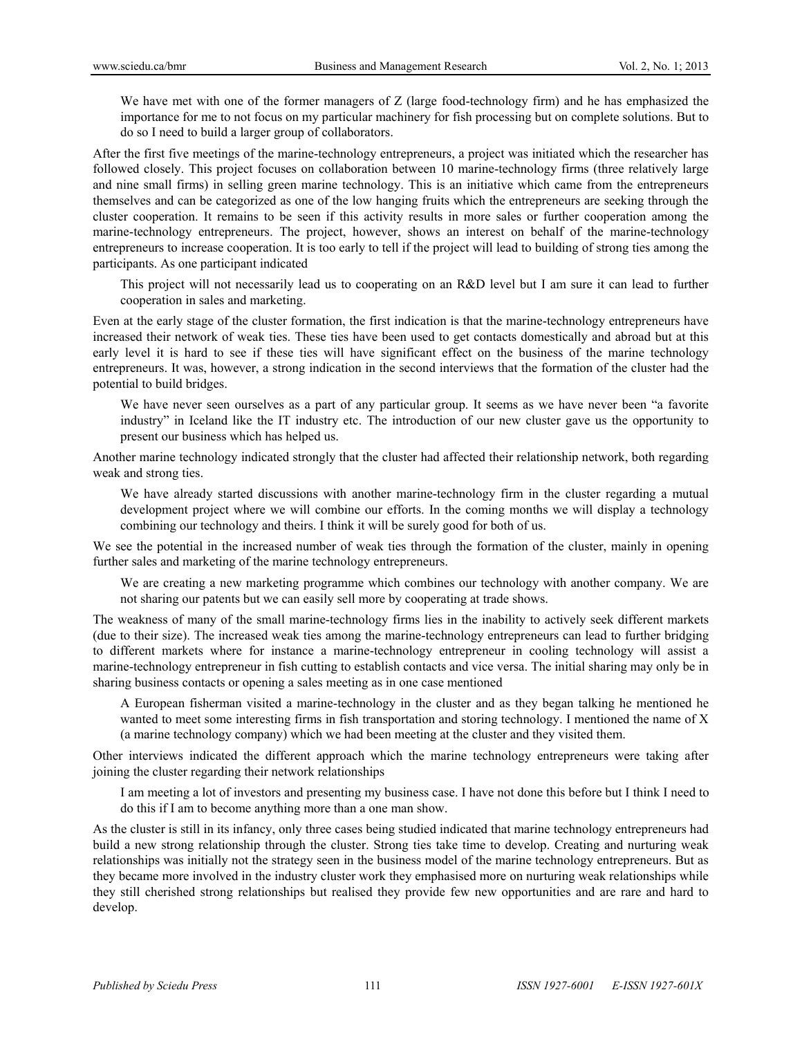> We have met with one of the former managers of Z (large food-technology firm) and he has emphasized the importance for me to not focus on my particular machinery for fish processing but on complete solutions. But to do so I need to build a larger group of collaborators.

After the first five meetings of the marine-technology entrepreneurs, a project was initiated which the researcher has followed closely. This project focuses on collaboration between 10 marine-technology firms (three relatively large and nine small firms) in selling green marine technology. This is an initiative which came from the entrepreneurs themselves and can be categorized as one of the low hanging fruits which the entrepreneurs are seeking through the cluster cooperation. It remains to be seen if this activity results in more sales or further cooperation among the marine-technology entrepreneurs. The project, however, shows an interest on behalf of the marine-technology entrepreneurs to increase cooperation. It is too early to tell if the project will lead to building of strong ties among the participants. As one participant indicated

> This project will not necessarily lead us to cooperating on an R&D level but I am sure it can lead to further cooperation in sales and marketing.

Even at the early stage of the cluster formation, the first indication is that the marine-technology entrepreneurs have increased their network of weak ties. These ties have been used to get contacts domestically and abroad but at this early level it is hard to see if these ties will have significant effect on the business of the marine technology entrepreneurs. It was, however, a strong indication in the second interviews that the formation of the cluster had the potential to build bridges.

> We have never seen ourselves as a part of any particular group. It seems as we have never been "a favorite industry" in Iceland like the IT industry etc. The introduction of our new cluster gave us the opportunity to present our business which has helped us.

Another marine technology indicated strongly that the cluster had affected their relationship network, both regarding weak and strong ties.

> We have already started discussions with another marine-technology firm in the cluster regarding a mutual development project where we will combine our efforts. In the coming months we will display a technology combining our technology and theirs. I think it will be surely good for both of us.

We see the potential in the increased number of weak ties through the formation of the cluster, mainly in opening further sales and marketing of the marine technology entrepreneurs.

> We are creating a new marketing programme which combines our technology with another company. We are not sharing our patents but we can easily sell more by cooperating at trade shows.

The weakness of many of the small marine-technology firms lies in the inability to actively seek different markets (due to their size). The increased weak ties among the marine-technology entrepreneurs can lead to further bridging to different markets where for instance a marine-technology entrepreneur in cooling technology will assist a marine-technology entrepreneur in fish cutting to establish contacts and vice versa. The initial sharing may only be in sharing business contacts or opening a sales meeting as in one case mentioned

> A European fisherman visited a marine-technology in the cluster and as they began talking he mentioned he wanted to meet some interesting firms in fish transportation and storing technology. I mentioned the name of X (a marine technology company) which we had been meeting at the cluster and they visited them.

Other interviews indicated the different approach which the marine technology entrepreneurs were taking after joining the cluster regarding their network relationships

> I am meeting a lot of investors and presenting my business case. I have not done this before but I think I need to do this if I am to become anything more than a one man show.

As the cluster is still in its infancy, only three cases being studied indicated that marine technology entrepreneurs had build a new strong relationship through the cluster. Strong ties take time to develop. Creating and nurturing weak relationships was initially not the strategy seen in the business model of the marine technology entrepreneurs. But as they became more involved in the industry cluster work they emphasised more on nurturing weak relationships while they still cherished strong relationships but realised they provide few new opportunities and are rare and hard to develop.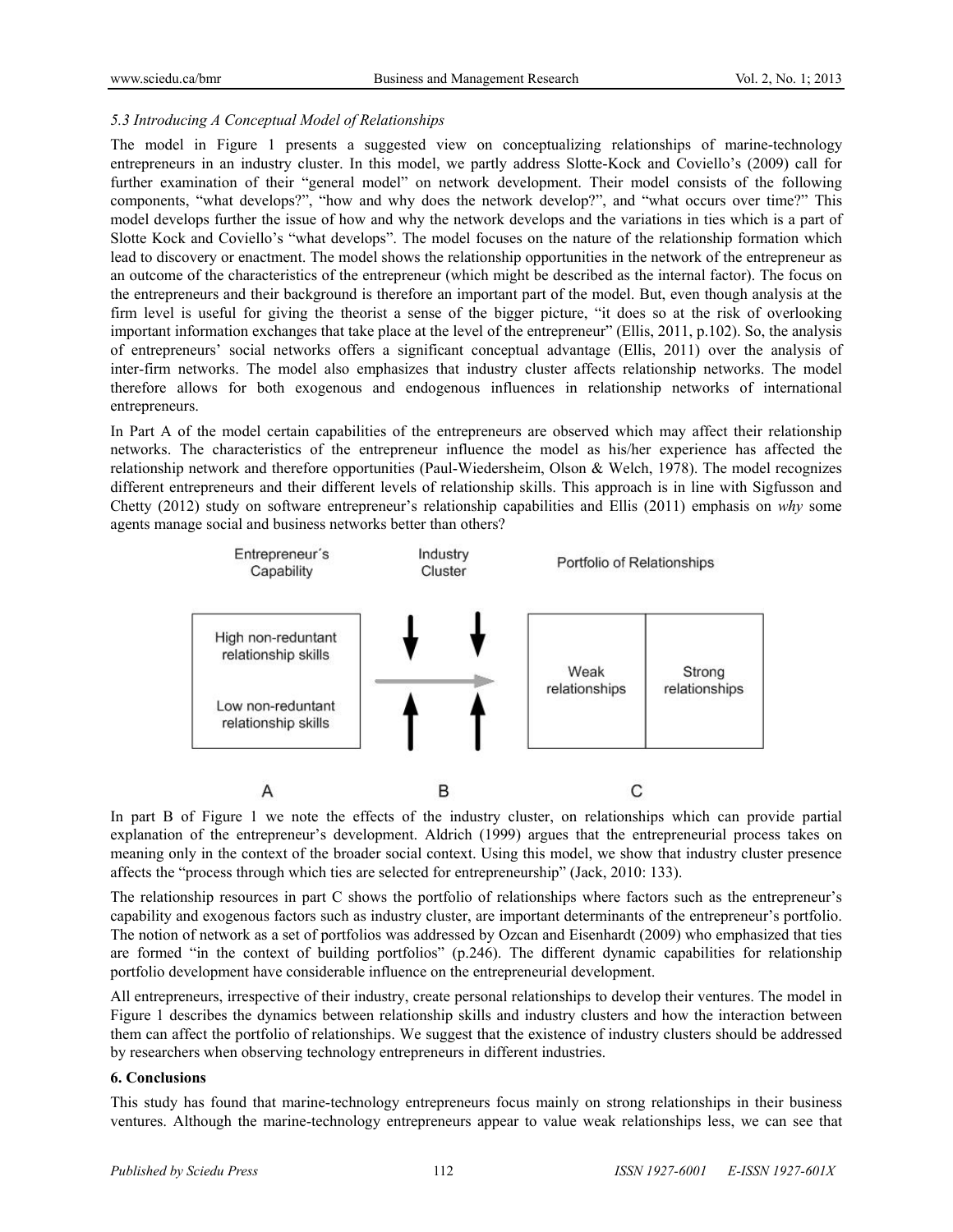*5.3 Introducing A Conceptual Model of Relationships*

The model in Figure 1 presents a suggested view on conceptualizing relationships of marine-technology entrepreneurs in an industry cluster. In this model, we partly address Slotte-Kock and Coviello's (2009) call for further examination of their "general model" on network development. Their model consists of the following components, "what develops?", "how and why does the network develop?", and "what occurs over time?" This model develops further the issue of how and why the network develops and the variations in ties which is a part of Slotte Kock and Coviello's "what develops". The model focuses on the nature of the relationship formation which lead to discovery or enactment. The model shows the relationship opportunities in the network of the entrepreneur as an outcome of the characteristics of the entrepreneur (which might be described as the internal factor). The focus on the entrepreneurs and their background is therefore an important part of the model. But, even though analysis at the firm level is useful for giving the theorist a sense of the bigger picture, "it does so at the risk of overlooking important information exchanges that take place at the level of the entrepreneur" (Ellis, 2011, p.102). So, the analysis of entrepreneurs' social networks offers a significant conceptual advantage (Ellis, 2011) over the analysis of inter-firm networks. The model also emphasizes that industry cluster affects relationship networks. The model therefore allows for both exogenous and endogenous influences in relationship networks of international entrepreneurs.

In Part A of the model certain capabilities of the entrepreneurs are observed which may affect their relationship networks. The characteristics of the entrepreneur influence the model as his/her experience has affected the relationship network and therefore opportunities (Paul-Wiedersheim, Olson & Welch, 1978). The model recognizes different entrepreneurs and their different levels of relationship skills. This approach is in line with Sigfusson and Chetty (2012) study on software entrepreneur's relationship capabilities and Ellis (2011) emphasis on *why* some agents manage social and business networks better than others?

In part B of Figure 1 we note the effects of the industry cluster, on relationships which can provide partial explanation of the entrepreneur's development. Aldrich (1999) argues that the entrepreneurial process takes on meaning only in the context of the broader social context. Using this model, we show that industry cluster presence affects the "process through which ties are selected for entrepreneurship" (Jack, 2010: 133).

The relationship resources in part C shows the portfolio of relationships where factors such as the entrepreneur's capability and exogenous factors such as industry cluster, are important determinants of the entrepreneur's portfolio. The notion of network as a set of portfolios was addressed by Ozcan and Eisenhardt (2009) who emphasized that ties are formed "in the context of building portfolios" (p.246). The different dynamic capabilities for relationship portfolio development have considerable influence on the entrepreneurial development.

All entrepreneurs, irrespective of their industry, create personal relationships to develop their ventures. The model in Figure 1 describes the dynamics between relationship skills and industry clusters and how the interaction between them can affect the portfolio of relationships. We suggest that the existence of industry clusters should be addressed by researchers when observing technology entrepreneurs in different industries.

## 6. Conclusions

This study has found that marine-technology entrepreneurs focus mainly on strong relationships in their business ventures. Although the marine-technology entrepreneurs appear to value weak relationships less, we can see that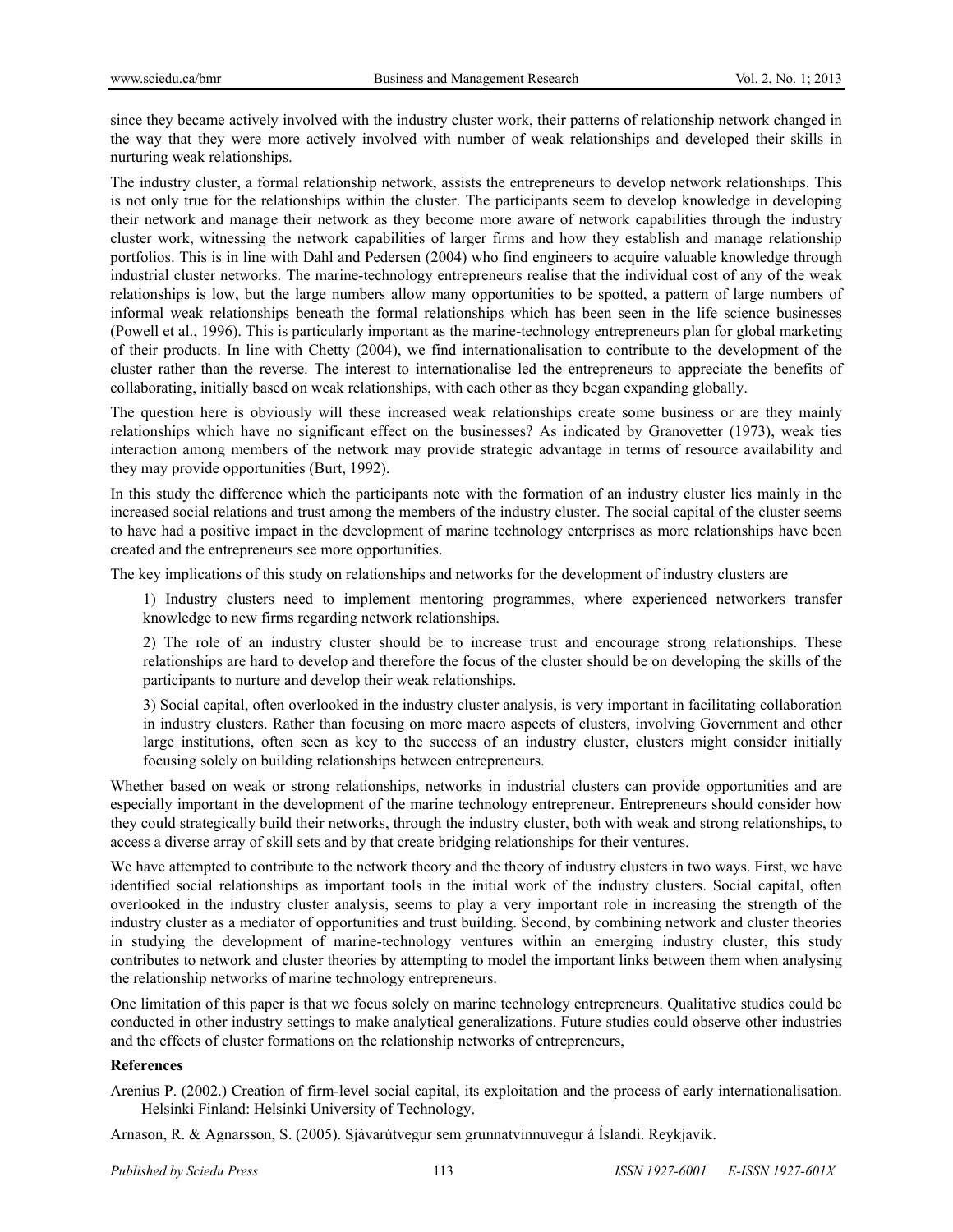since they became actively involved with the industry cluster work, their patterns of relationship network changed in the way that they were more actively involved with number of weak relationships and developed their skills in nurturing weak relationships.

The industry cluster, a formal relationship network, assists the entrepreneurs to develop network relationships. This is not only true for the relationships within the cluster. The participants seem to develop knowledge in developing their network and manage their network as they become more aware of network capabilities through the industry cluster work, witnessing the network capabilities of larger firms and how they establish and manage relationship portfolios. This is in line with Dahl and Pedersen (2004) who find engineers to acquire valuable knowledge through industrial cluster networks. The marine-technology entrepreneurs realise that the individual cost of any of the weak relationships is low, but the large numbers allow many opportunities to be spotted, a pattern of large numbers of informal weak relationships beneath the formal relationships which has been seen in the life science businesses (Powell et al., 1996). This is particularly important as the marine-technology entrepreneurs plan for global marketing of their products. In line with Chetty (2004), we find internationalisation to contribute to the development of the cluster rather than the reverse. The interest to internationalise led the entrepreneurs to appreciate the benefits of collaborating, initially based on weak relationships, with each other as they began expanding globally.

The question here is obviously will these increased weak relationships create some business or are they mainly relationships which have no significant effect on the businesses? As indicated by Granovetter (1973), weak ties interaction among members of the network may provide strategic advantage in terms of resource availability and they may provide opportunities (Burt, 1992).

In this study the difference which the participants note with the formation of an industry cluster lies mainly in the increased social relations and trust among the members of the industry cluster. The social capital of the cluster seems to have had a positive impact in the development of marine technology enterprises as more relationships have been created and the entrepreneurs see more opportunities.

The key implications of this study on relationships and networks for the development of industry clusters are

1) Industry clusters need to implement mentoring programmes, where experienced networkers transfer knowledge to new firms regarding network relationships.

2) The role of an industry cluster should be to increase trust and encourage strong relationships. These relationships are hard to develop and therefore the focus of the cluster should be on developing the skills of the participants to nurture and develop their weak relationships.

3) Social capital, often overlooked in the industry cluster analysis, is very important in facilitating collaboration in industry clusters. Rather than focusing on more macro aspects of clusters, involving Government and other large institutions, often seen as key to the success of an industry cluster, clusters might consider initially focusing solely on building relationships between entrepreneurs.

Whether based on weak or strong relationships, networks in industrial clusters can provide opportunities and are especially important in the development of the marine technology entrepreneur. Entrepreneurs should consider how they could strategically build their networks, through the industry cluster, both with weak and strong relationships, to access a diverse array of skill sets and by that create bridging relationships for their ventures.

We have attempted to contribute to the network theory and the theory of industry clusters in two ways. First, we have identified social relationships as important tools in the initial work of the industry clusters. Social capital, often overlooked in the industry cluster analysis, seems to play a very important role in increasing the strength of the industry cluster as a mediator of opportunities and trust building. Second, by combining network and cluster theories in studying the development of marine-technology ventures within an emerging industry cluster, this study contributes to network and cluster theories by attempting to model the important links between them when analysing the relationship networks of marine technology entrepreneurs.

One limitation of this paper is that we focus solely on marine technology entrepreneurs. Qualitative studies could be conducted in other industry settings to make analytical generalizations. Future studies could observe other industries and the effects of cluster formations on the relationship networks of entrepreneurs,

## References

Arenius P. (2002.) Creation of firm-level social capital, its exploitation and the process of early internationalisation. Helsinki Finland: Helsinki University of Technology.

Arnason, R. & Agnarsson, S. (2005). Sjávarútvegur sem grunnatvinnuvegur á Íslandi. Reykjavík.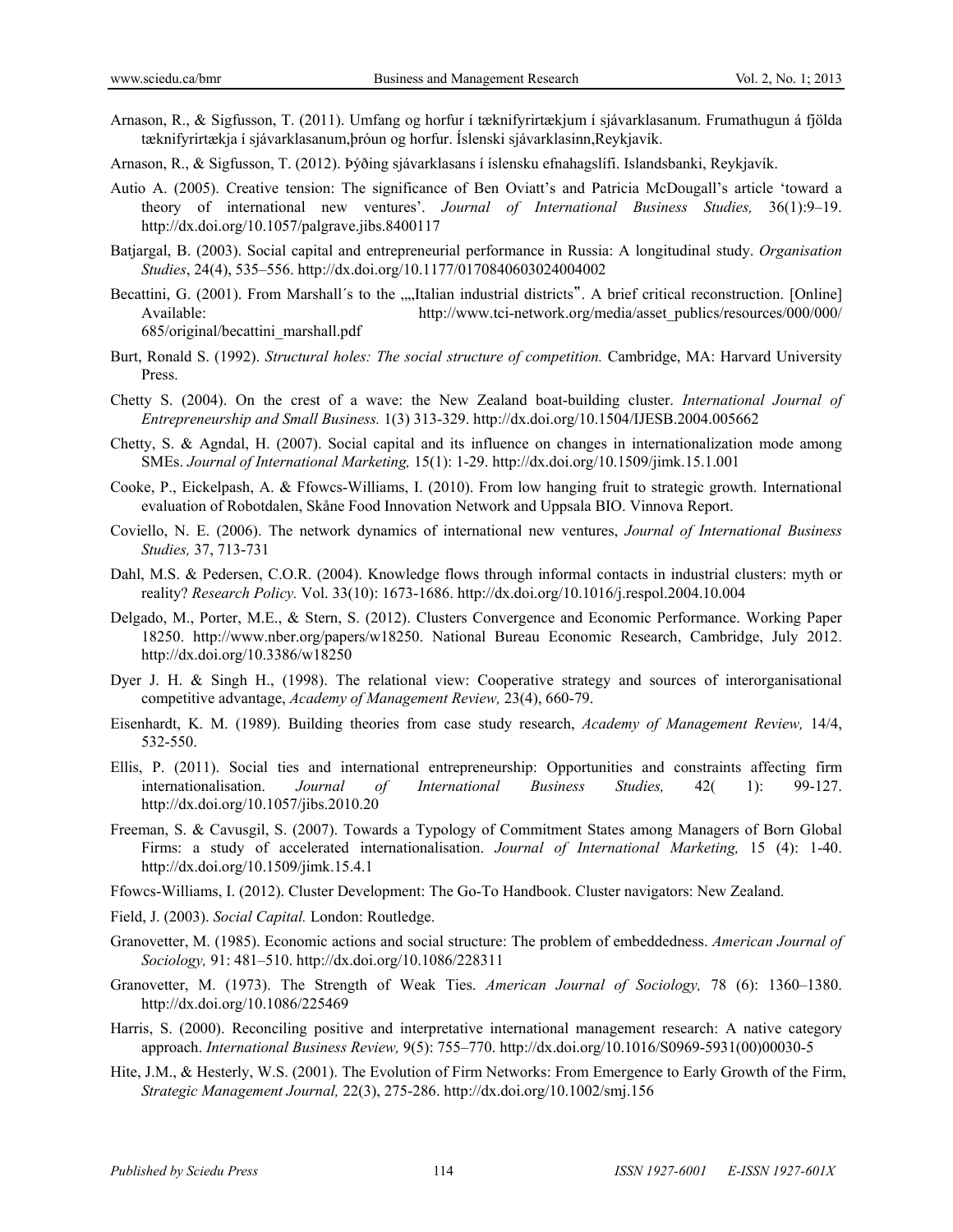Arnason, R., & Sigfusson, T. (2011). Umfang og horfur í tæknifyrirtækjum í sjávarklasanum. Frumathugun á fjölda tæknifyrirtækja í sjávarklasanum,þróun og horfur. Íslenski sjávarklasinn,Reykjavík.

Arnason, R., & Sigfusson, T. (2012). Þýðing sjávarklasans í íslensku efnahagslífi. Islandsbanki, Reykjavík.

Autio A. (2005). Creative tension: The significance of Ben Oviatt's and Patricia McDougall's article 'toward a theory of international new ventures'. *Journal of International Business Studies,* 36(1):9–19. http://dx.doi.org/10.1057/palgrave.jibs.8400117

Batjargal, B. (2003). Social capital and entrepreneurial performance in Russia: A longitudinal study. *Organisation Studies*, 24(4), 535–556. http://dx.doi.org/10.1177/0170840603024004002

Becattini, G. (2001). From Marshall´s to the „„Italian industrial districts". A brief critical reconstruction. [Online] Available: http://www.tci-network.org/media/asset_publics/resources/000/000/685/original/becattini_marshall.pdf

Burt, Ronald S. (1992). *Structural holes: The social structure of competition.* Cambridge, MA: Harvard University Press.

Chetty S. (2004). On the crest of a wave: the New Zealand boat-building cluster. *International Journal of Entrepreneurship and Small Business.* 1(3) 313-329. http://dx.doi.org/10.1504/IJESB.2004.005662

Chetty, S. & Agndal, H. (2007). Social capital and its influence on changes in internationalization mode among SMEs. *Journal of International Marketing,* 15(1): 1-29. http://dx.doi.org/10.1509/jimk.15.1.001

Cooke, P., Eickelpash, A. & Ffowcs-Williams, I. (2010). From low hanging fruit to strategic growth. International evaluation of Robotdalen, Skåne Food Innovation Network and Uppsala BIO. Vinnova Report.

Coviello, N. E. (2006). The network dynamics of international new ventures, *Journal of International Business Studies,* 37, 713-731

Dahl, M.S. & Pedersen, C.O.R. (2004). Knowledge flows through informal contacts in industrial clusters: myth or reality? *Research Policy.* Vol. 33(10): 1673-1686. http://dx.doi.org/10.1016/j.respol.2004.10.004

Delgado, M., Porter, M.E., & Stern, S. (2012). Clusters Convergence and Economic Performance. Working Paper 18250. http://www.nber.org/papers/w18250. National Bureau Economic Research, Cambridge, July 2012. http://dx.doi.org/10.3386/w18250

Dyer J. H. & Singh H., (1998). The relational view: Cooperative strategy and sources of interorganisational competitive advantage, *Academy of Management Review,* 23(4), 660-79.

Eisenhardt, K. M. (1989). Building theories from case study research, *Academy of Management Review,* 14/4, 532-550.

Ellis, P. (2011). Social ties and international entrepreneurship: Opportunities and constraints affecting firm internationalisation. *Journal of International Business Studies,* 42( 1): 99-127. http://dx.doi.org/10.1057/jibs.2010.20

Freeman, S. & Cavusgil, S. (2007). Towards a Typology of Commitment States among Managers of Born Global Firms: a study of accelerated internationalisation. *Journal of International Marketing,* 15 (4): 1-40. http://dx.doi.org/10.1509/jimk.15.4.1

Ffowcs-Williams, I. (2012). Cluster Development: The Go-To Handbook. Cluster navigators: New Zealand.

Field, J. (2003). *Social Capital.* London: Routledge.

Granovetter, M. (1985). Economic actions and social structure: The problem of embeddedness. *American Journal of Sociology,* 91: 481–510. http://dx.doi.org/10.1086/228311

Granovetter, M. (1973). The Strength of Weak Ties. *American Journal of Sociology,* 78 (6): 1360–1380. http://dx.doi.org/10.1086/225469

Harris, S. (2000). Reconciling positive and interpretative international management research: A native category approach. *International Business Review,* 9(5): 755–770. http://dx.doi.org/10.1016/S0969-5931(00)00030-5

Hite, J.M., & Hesterly, W.S. (2001). The Evolution of Firm Networks: From Emergence to Early Growth of the Firm, *Strategic Management Journal,* 22(3), 275-286. http://dx.doi.org/10.1002/smj.156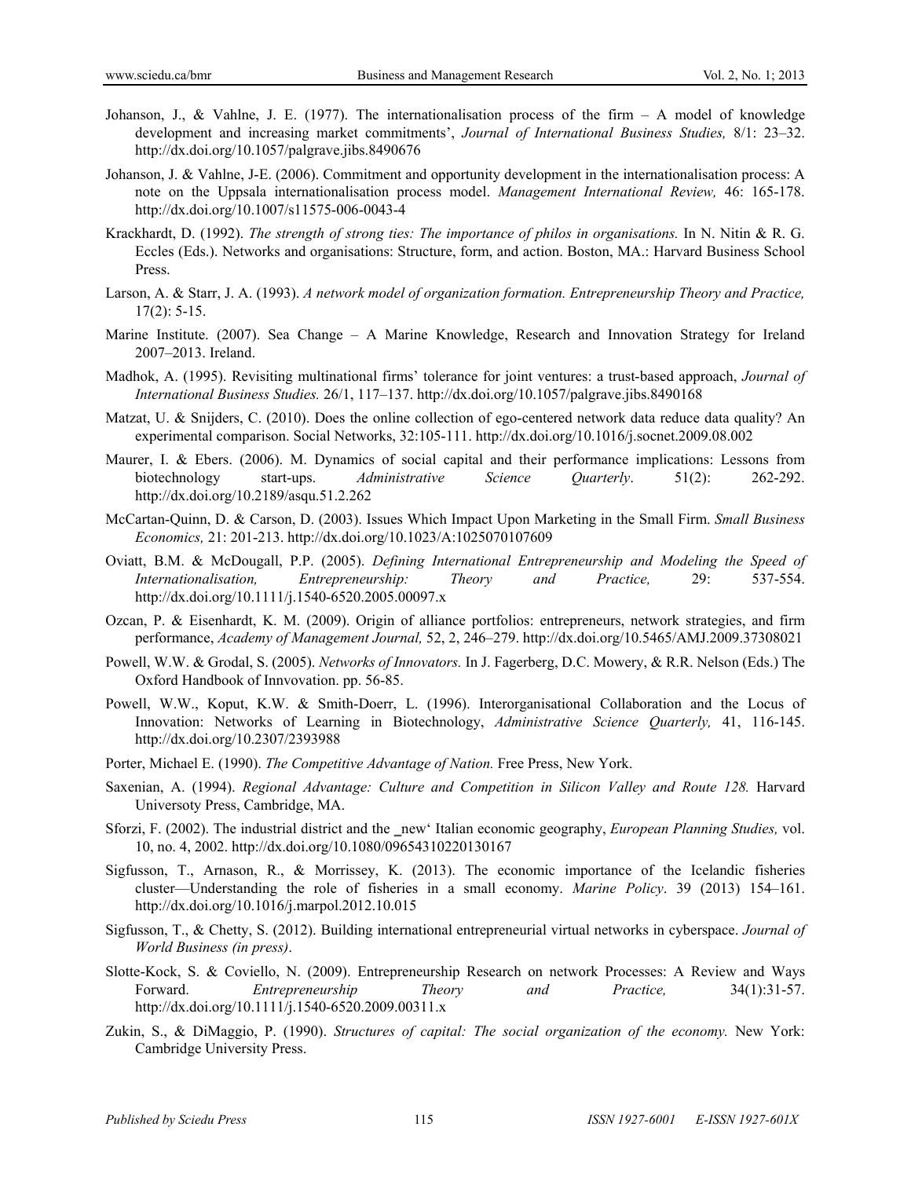Johanson, J., & Vahlne, J. E. (1977). The internationalisation process of the firm – A model of knowledge development and increasing market commitments', *Journal of International Business Studies,* 8/1: 23–32. http://dx.doi.org/10.1057/palgrave.jibs.8490676

Johanson, J. & Vahlne, J-E. (2006). Commitment and opportunity development in the internationalisation process: A note on the Uppsala internationalisation process model. *Management International Review,* 46: 165-178. http://dx.doi.org/10.1007/s11575-006-0043-4

Krackhardt, D. (1992). *The strength of strong ties: The importance of philos in organisations.* In N. Nitin & R. G. Eccles (Eds.). Networks and organisations: Structure, form, and action. Boston, MA.: Harvard Business School Press.

Larson, A. & Starr, J. A. (1993). *A network model of organization formation. Entrepreneurship Theory and Practice,* 17(2): 5-15.

Marine Institute. (2007). Sea Change – A Marine Knowledge, Research and Innovation Strategy for Ireland 2007–2013. Ireland.

Madhok, A. (1995). Revisiting multinational firms' tolerance for joint ventures: a trust-based approach, *Journal of International Business Studies.* 26/1, 117–137. http://dx.doi.org/10.1057/palgrave.jibs.8490168

Matzat, U. & Snijders, C. (2010). Does the online collection of ego-centered network data reduce data quality? An experimental comparison. Social Networks, 32:105-111. http://dx.doi.org/10.1016/j.socnet.2009.08.002

Maurer, I. & Ebers. (2006). M. Dynamics of social capital and their performance implications: Lessons from biotechnology start-ups. *Administrative Science Quarterly*. 51(2): 262-292. http://dx.doi.org/10.2189/asqu.51.2.262

McCartan-Quinn, D. & Carson, D. (2003). Issues Which Impact Upon Marketing in the Small Firm. *Small Business Economics,* 21: 201-213. http://dx.doi.org/10.1023/A:1025070107609

Oviatt, B.M. & McDougall, P.P. (2005). *Defining International Entrepreneurship and Modeling the Speed of Internationalisation, Entrepreneurship: Theory and Practice,* 29: 537-554. http://dx.doi.org/10.1111/j.1540-6520.2005.00097.x

Ozcan, P. & Eisenhardt, K. M. (2009). Origin of alliance portfolios: entrepreneurs, network strategies, and firm performance, *Academy of Management Journal,* 52, 2, 246–279. http://dx.doi.org/10.5465/AMJ.2009.37308021

Powell, W.W. & Grodal, S. (2005). *Networks of Innovators.* In J. Fagerberg, D.C. Mowery, & R.R. Nelson (Eds.) The Oxford Handbook of Innvovation. pp. 56-85.

Powell, W.W., Koput, K.W. & Smith-Doerr, L. (1996). Interorganisational Collaboration and the Locus of Innovation: Networks of Learning in Biotechnology, *Administrative Science Quarterly,* 41, 116-145. http://dx.doi.org/10.2307/2393988

Porter, Michael E. (1990). *The Competitive Advantage of Nation.* Free Press, New York.

Saxenian, A. (1994). *Regional Advantage: Culture and Competition in Silicon Valley and Route 128.* Harvard Universoty Press, Cambridge, MA.

Sforzi, F. (2002). The industrial district and the ‗new' Italian economic geography, *European Planning Studies,* vol. 10, no. 4, 2002. http://dx.doi.org/10.1080/09654310220130167

Sigfusson, T., Arnason, R., & Morrissey, K. (2013). The economic importance of the Icelandic fisheries cluster—Understanding the role of fisheries in a small economy. *Marine Policy*. 39 (2013) 154–161. http://dx.doi.org/10.1016/j.marpol.2012.10.015

Sigfusson, T., & Chetty, S. (2012). Building international entrepreneurial virtual networks in cyberspace. *Journal of World Business (in press)*.

Slotte-Kock, S. & Coviello, N. (2009). Entrepreneurship Research on network Processes: A Review and Ways Forward. *Entrepreneurship Theory and Practice,* 34(1):31-57. http://dx.doi.org/10.1111/j.1540-6520.2009.00311.x

Zukin, S., & DiMaggio, P. (1990). *Structures of capital: The social organization of the economy.* New York: Cambridge University Press.